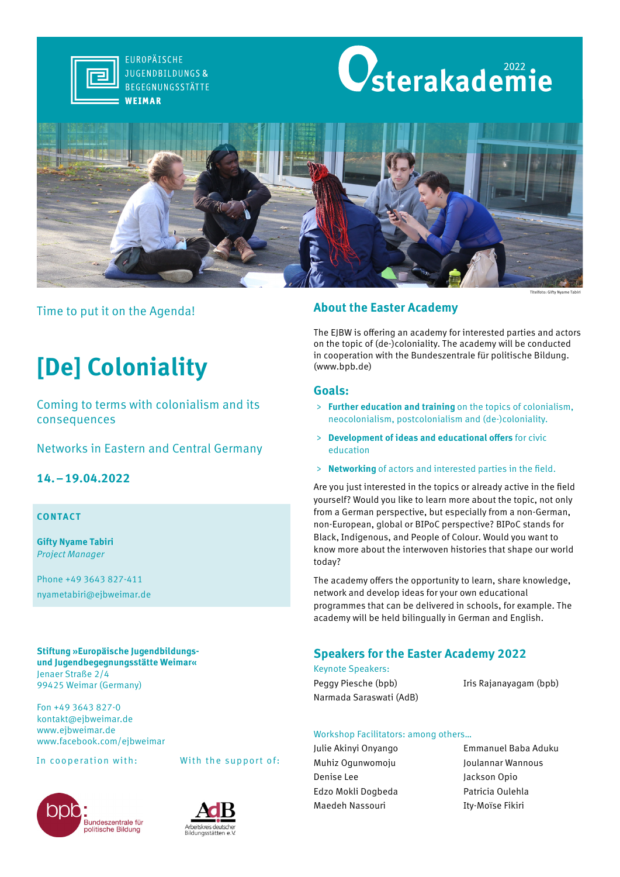EUROPÄISCHE JUGENDBILDUNGS & BEGEGNUNGSSTÄTTE **WEIMAR**

# Osterakademie 2022

Titelfoto: Gifty Nyame Tabiri

Time to put it on the Agenda!

# [De] Coloniality

Coming to terms with colonialism and its consequences

Networks in Eastern and Central Germany

**14. – 19.04.2022**

**CONTACT**

**Gifty Nyame Tabiri**
*Project Manager*

Phone +49 3643 827-411
nyametabiri@ejbweimar.de

**Stiftung »Europäische Jugendbildungs- und Jugendbegegnungsstätte Weimar«**
Jenaer Straße 2/4
99425 Weimar (Germany)

Fon +49 3643 827-0
kontakt@ejbweimar.de
www.ejbweimar.de
www.facebook.com/ejbweimar

In cooperation with: bpb: Bundeszentrale für politische Bildung

With the support of: AdB Arbeitskreis deutscher Bildungsstätten e.V.

## About the Easter Academy

The EJBW is offering an academy for interested parties and actors on the topic of (de-)coloniality. The academy will be conducted in cooperation with the Bundeszentrale für politische Bildung. (www.bpb.de)

### Goals:

- **Further education and training** on the topics of colonialism, neocolonialism, postcolonialism and (de-)coloniality.
- **Development of ideas and educational offers** for civic education
- **Networking** of actors and interested parties in the field.

Are you just interested in the topics or already active in the field yourself? Would you like to learn more about the topic, not only from a German perspective, but especially from a non-German, non-European, global or BIPoC perspective? BIPoC stands for Black, Indigenous, and People of Colour. Would you want to know more about the interwoven histories that shape our world today?

The academy offers the opportunity to learn, share knowledge, network and develop ideas for your own educational programmes that can be delivered in schools, for example. The academy will be held bilingually in German and English.

## Speakers for the Easter Academy 2022

Keynote Speakers:

Peggy Piesche (bpb)
Narmada Saraswati (AdB)
Iris Rajanayagam (bpb)

Workshop Facilitators: among others...

Julie Akinyi Onyango
Muhiz Ogunwomoju
Denise Lee
Edzo Mokli Dogbeda
Maedeh Nassouri
Emmanuel Baba Aduku
Joulannar Wannous
Jackson Opio
Patricia Oulehla
Ity-Moïse Fikiri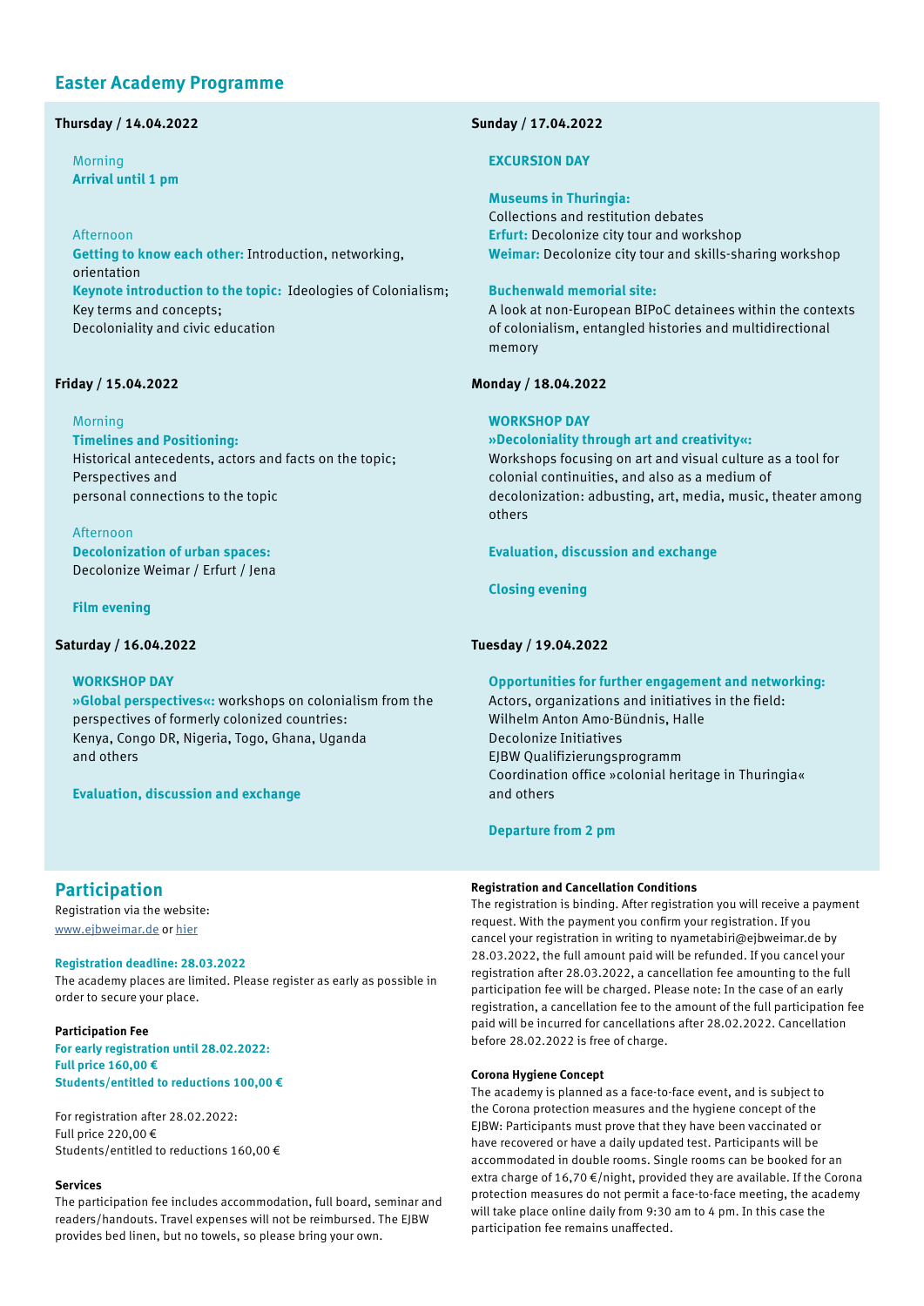## Easter Academy Programme

### Thursday / 14.04.2022

Morning
**Arrival until 1 pm**

Afternoon
**Getting to know each other:** Introduction, networking, orientation
**Keynote introduction to the topic:** Ideologies of Colonialism; Key terms and concepts;
Decoloniality and civic education

### Friday / 15.04.2022

Morning
**Timelines and Positioning:**
Historical antecedents, actors and facts on the topic;
Perspectives and
personal connections to the topic

Afternoon
**Decolonization of urban spaces:**
Decolonize Weimar / Erfurt / Jena

**Film evening**

### Saturday / 16.04.2022

**WORKSHOP DAY**
**»Global perspectives«:** workshops on colonialism from the perspectives of formerly colonized countries:
Kenya, Congo DR, Nigeria, Togo, Ghana, Uganda
and others

**Evaluation, discussion and exchange**

### Sunday / 17.04.2022

**EXCURSION DAY**

**Museums in Thuringia:**
Collections and restitution debates
**Erfurt:** Decolonize city tour and workshop
**Weimar:** Decolonize city tour and skills-sharing workshop

**Buchenwald memorial site:**
A look at non-European BIPoC detainees within the contexts of colonialism, entangled histories and multidirectional memory

### Monday / 18.04.2022

**WORKSHOP DAY**
**»Decoloniality through art and creativity«:**
Workshops focusing on art and visual culture as a tool for colonial continuities, and also as a medium of decolonization: adbusting, art, media, music, theater among others

**Evaluation, discussion and exchange**

**Closing evening**

### Tuesday / 19.04.2022

**Opportunities for further engagement and networking:**
Actors, organizations and initiatives in the field:
Wilhelm Anton Amo-Bündnis, Halle
Decolonize Initiatives
EJBW Qualifizierungsprogramm
Coordination office »colonial heritage in Thuringia«
and others

**Departure from 2 pm**

## Participation

Registration via the website:
www.ejbweimar.de or hier

**Registration deadline: 28.03.2022**
The academy places are limited. Please register as early as possible in order to secure your place.

**Participation Fee**
**For early registration until 28.02.2022:**
**Full price 160,00 €**
**Students/entitled to reductions 100,00 €**

For registration after 28.02.2022:
Full price 220,00 €
Students/entitled to reductions 160,00 €

**Services**
The participation fee includes accommodation, full board, seminar and readers/handouts. Travel expenses will not be reimbursed. The EJBW provides bed linen, but no towels, so please bring your own.

**Registration and Cancellation Conditions**
The registration is binding. After registration you will receive a payment request. With the payment you confirm your registration. If you cancel your registration in writing to nyametabiri@ejbweimar.de by 28.03.2022, the full amount paid will be refunded. If you cancel your registration after 28.03.2022, a cancellation fee amounting to the full participation fee will be charged. Please note: In the case of an early registration, a cancellation fee to the amount of the full participation fee paid will be incurred for cancellations after 28.02.2022. Cancellation before 28.02.2022 is free of charge.

**Corona Hygiene Concept**
The academy is planned as a face-to-face event, and is subject to the Corona protection measures and the hygiene concept of the EJBW: Participants must prove that they have been vaccinated or have recovered or have a daily updated test. Participants will be accommodated in double rooms. Single rooms can be booked for an extra charge of 16,70 €/night, provided they are available. If the Corona protection measures do not permit a face-to-face meeting, the academy will take place online daily from 9:30 am to 4 pm. In this case the participation fee remains unaffected.